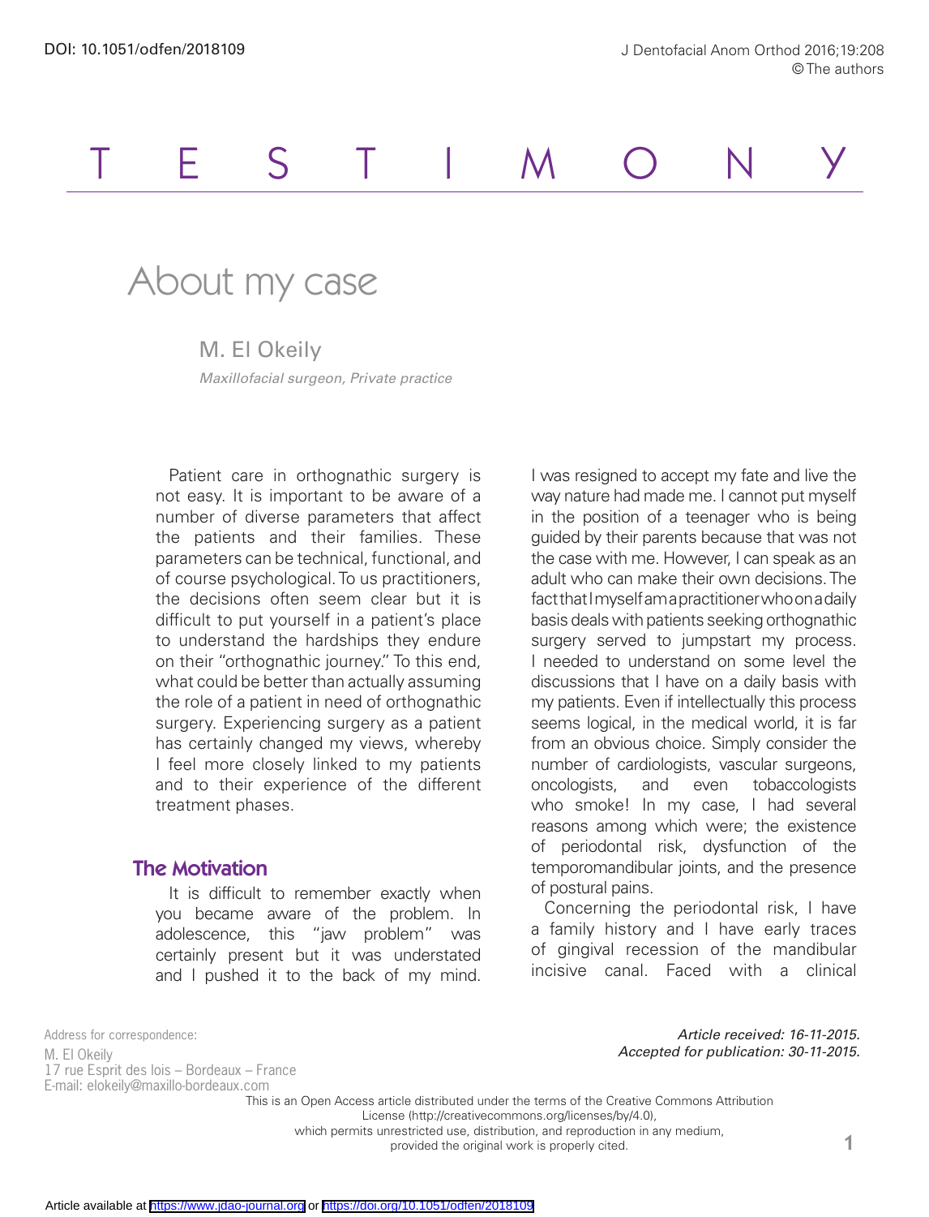TESTIMONY

# About my case

M. El Okeily

*Maxillofacial surgeon, Private practice*

Patient care in orthognathic surgery is not easy. It is important to be aware of a number of diverse parameters that affect the patients and their families. These parameters can be technical, functional, and of course psychological. To us practitioners, the decisions often seem clear but it is difficult to put yourself in a patient's place to understand the hardships they endure on their "orthognathic journey." To this end, what could be better than actually assuming the role of a patient in need of orthognathic surgery. Experiencing surgery as a patient has certainly changed my views, whereby I feel more closely linked to my patients and to their experience of the different treatment phases.

## The Motivation

It is difficult to remember exactly when you became aware of the problem. In adolescence, this "jaw problem" was certainly present but it was understated and I pushed it to the back of my mind. I was resigned to accept my fate and live the way nature had made me. I cannot put myself in the position of a teenager who is being guided by their parents because that was not the case with me. However, I can speak as an adult who can make their own decisions. The fact that I myself am a practitioner who on a daily basis deals with patients seeking orthognathic surgery served to jumpstart my process. I needed to understand on some level the discussions that I have on a daily basis with my patients. Even if intellectually this process seems logical, in the medical world, it is far from an obvious choice. Simply consider the number of cardiologists, vascular surgeons, oncologists, and even tobaccologists who smoke! In my case, I had several reasons among which were; the existence of periodontal risk, dysfunction of the temporomandibular joints, and the presence of postural pains.

Concerning the periodontal risk, I have a family history and I have early traces of gingival recession of the mandibular incisive canal. Faced with a clinical

Address for correspondence:
M. El Okeily
17 rue Esprit des lois – Bordeaux – France
E-mail: elokeily@maxillo-bordeaux.com

*Article received: 16-11-2015.*
*Accepted for publication: 30-11-2015.*

This is an Open Access article distributed under the terms of the Creative Commons Attribution License (http://creativecommons.org/licenses/by/4.0), which permits unrestricted use, distribution, and reproduction in any medium, provided the original work is properly cited.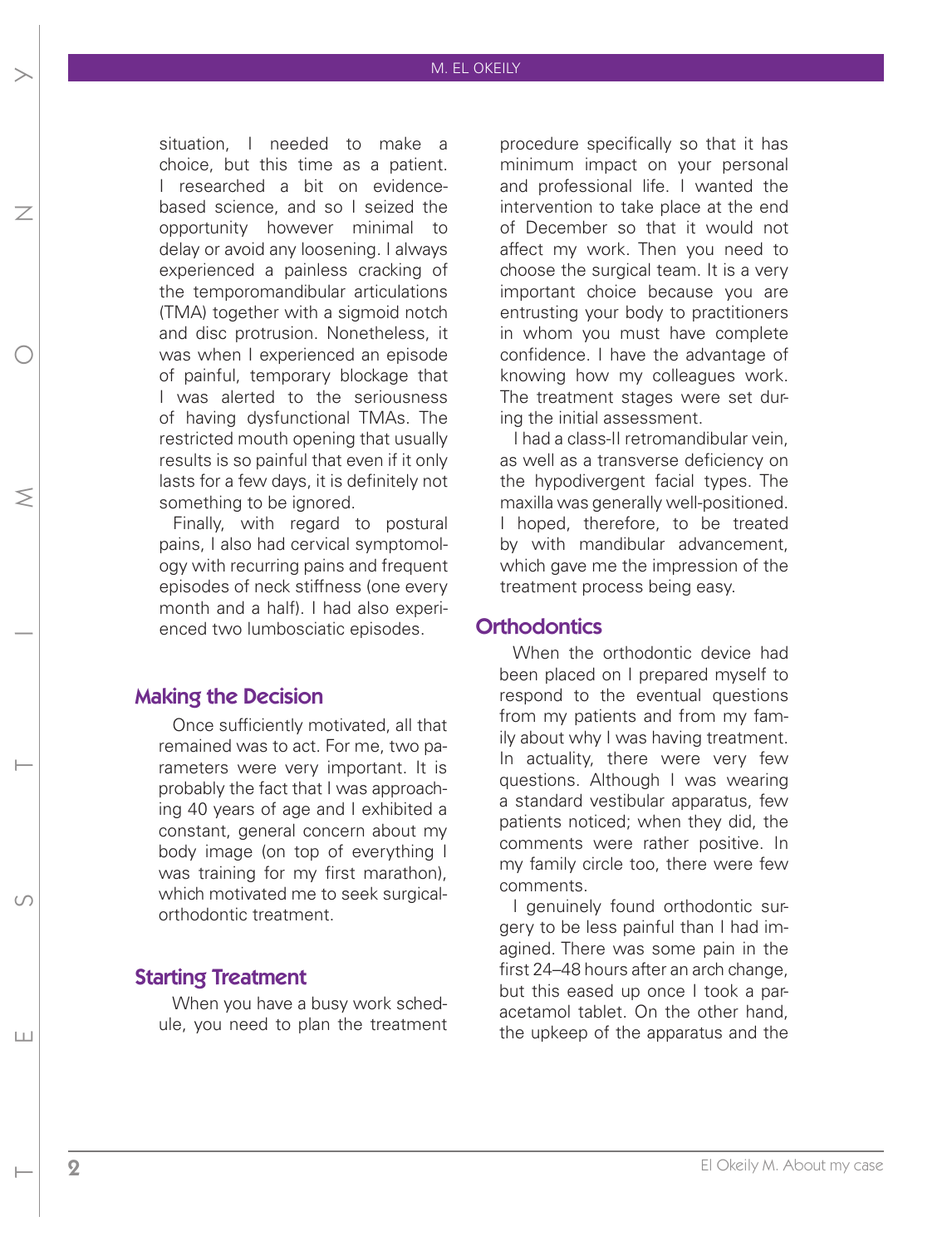situation, I needed to make a choice, but this time as a patient. I researched a bit on evidence-based science, and so I seized the opportunity however minimal to delay or avoid any loosening. I always experienced a painless cracking of the temporomandibular articulations (TMA) together with a sigmoid notch and disc protrusion. Nonetheless, it was when I experienced an episode of painful, temporary blockage that I was alerted to the seriousness of having dysfunctional TMAs. The restricted mouth opening that usually results is so painful that even if it only lasts for a few days, it is definitely not something to be ignored.

Finally, with regard to postural pains, I also had cervical symptomology with recurring pains and frequent episodes of neck stiffness (one every month and a half). I had also experienced two lumbosciatic episodes.

## Making the Decision

Once sufficiently motivated, all that remained was to act. For me, two parameters were very important. It is probably the fact that I was approaching 40 years of age and I exhibited a constant, general concern about my body image (on top of everything I was training for my first marathon), which motivated me to seek surgical-orthodontic treatment.

## Starting Treatment

When you have a busy work schedule, you need to plan the treatment procedure specifically so that it has minimum impact on your personal and professional life. I wanted the intervention to take place at the end of December so that it would not affect my work. Then you need to choose the surgical team. It is a very important choice because you are entrusting your body to practitioners in whom you must have complete confidence. I have the advantage of knowing how my colleagues work. The treatment stages were set during the initial assessment.

I had a class-II retromandibular vein, as well as a transverse deficiency on the hypodivergent facial types. The maxilla was generally well-positioned. I hoped, therefore, to be treated by with mandibular advancement, which gave me the impression of the treatment process being easy.

## Orthodontics

When the orthodontic device had been placed on I prepared myself to respond to the eventual questions from my patients and from my family about why I was having treatment. In actuality, there were very few questions. Although I was wearing a standard vestibular apparatus, few patients noticed; when they did, the comments were rather positive. In my family circle too, there were few comments.

I genuinely found orthodontic surgery to be less painful than I had imagined. There was some pain in the first 24–48 hours after an arch change, but this eased up once I took a paracetamol tablet. On the other hand, the upkeep of the apparatus and the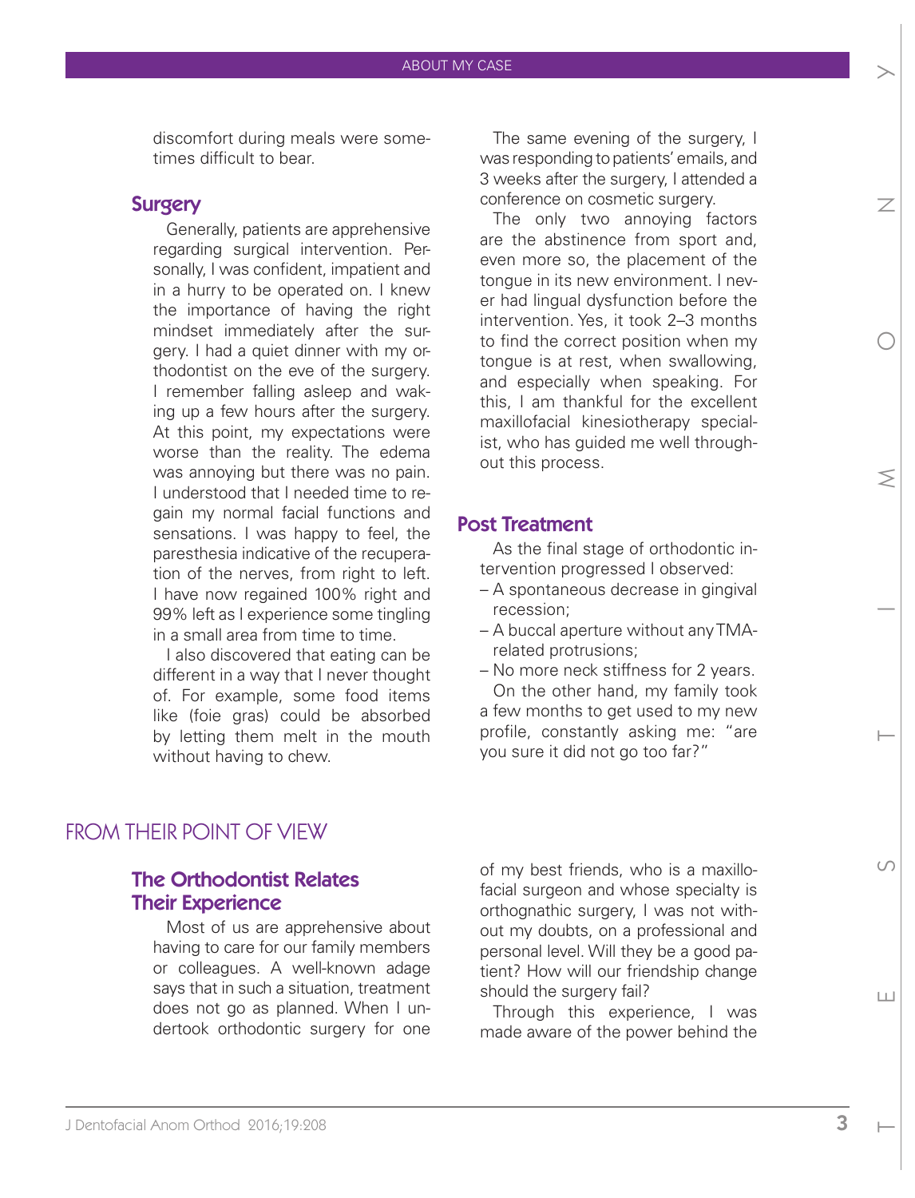discomfort during meals were sometimes difficult to bear.

### Surgery

Generally, patients are apprehensive regarding surgical intervention. Personally, I was confident, impatient and in a hurry to be operated on. I knew the importance of having the right mindset immediately after the surgery. I had a quiet dinner with my orthodontist on the eve of the surgery. I remember falling asleep and waking up a few hours after the surgery. At this point, my expectations were worse than the reality. The edema was annoying but there was no pain. I understood that I needed time to regain my normal facial functions and sensations. I was happy to feel, the paresthesia indicative of the recuperation of the nerves, from right to left. I have now regained 100% right and 99% left as I experience some tingling in a small area from time to time.

I also discovered that eating can be different in a way that I never thought of. For example, some food items like (foie gras) could be absorbed by letting them melt in the mouth without having to chew.

The same evening of the surgery, I was responding to patients' emails, and 3 weeks after the surgery, I attended a conference on cosmetic surgery.

The only two annoying factors are the abstinence from sport and, even more so, the placement of the tongue in its new environment. I never had lingual dysfunction before the intervention. Yes, it took 2–3 months to find the correct position when my tongue is at rest, when swallowing, and especially when speaking. For this, I am thankful for the excellent maxillofacial kinesiotherapy specialist, who has guided me well throughout this process.

### Post Treatment

As the final stage of orthodontic intervention progressed I observed:

- A spontaneous decrease in gingival recession;
- A buccal aperture without any TMA-related protrusions;
- No more neck stiffness for 2 years.

On the other hand, my family took a few months to get used to my new profile, constantly asking me: "are you sure it did not go too far?"

## FROM THEIR POINT OF VIEW

### The Orthodontist Relates Their Experience

Most of us are apprehensive about having to care for our family members or colleagues. A well-known adage says that in such a situation, treatment does not go as planned. When I undertook orthodontic surgery for one of my best friends, who is a maxillofacial surgeon and whose specialty is orthognathic surgery, I was not without my doubts, on a professional and personal level. Will they be a good patient? How will our friendship change should the surgery fail?

Through this experience, I was made aware of the power behind the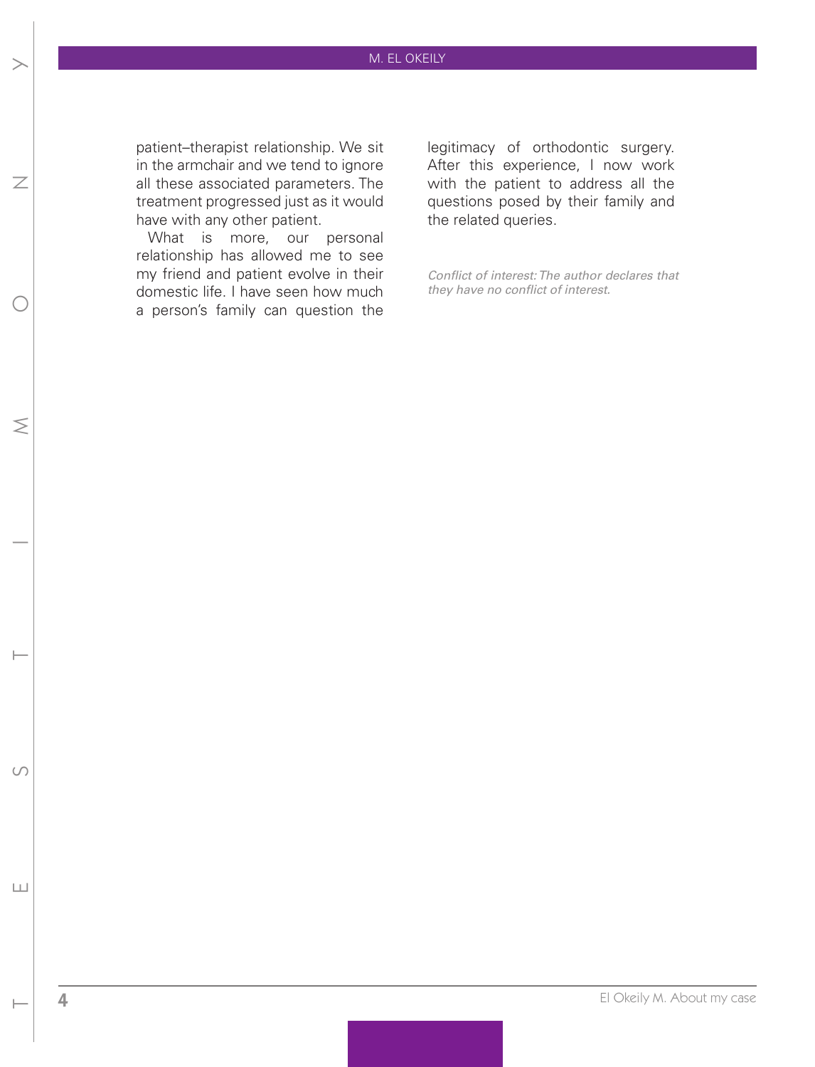patient–therapist relationship. We sit in the armchair and we tend to ignore all these associated parameters. The treatment progressed just as it would have with any other patient.

What is more, our personal relationship has allowed me to see my friend and patient evolve in their domestic life. I have seen how much a person's family can question the legitimacy of orthodontic surgery. After this experience, I now work with the patient to address all the questions posed by their family and the related queries.

*Conflict of interest: The author declares that they have no conflict of interest.*